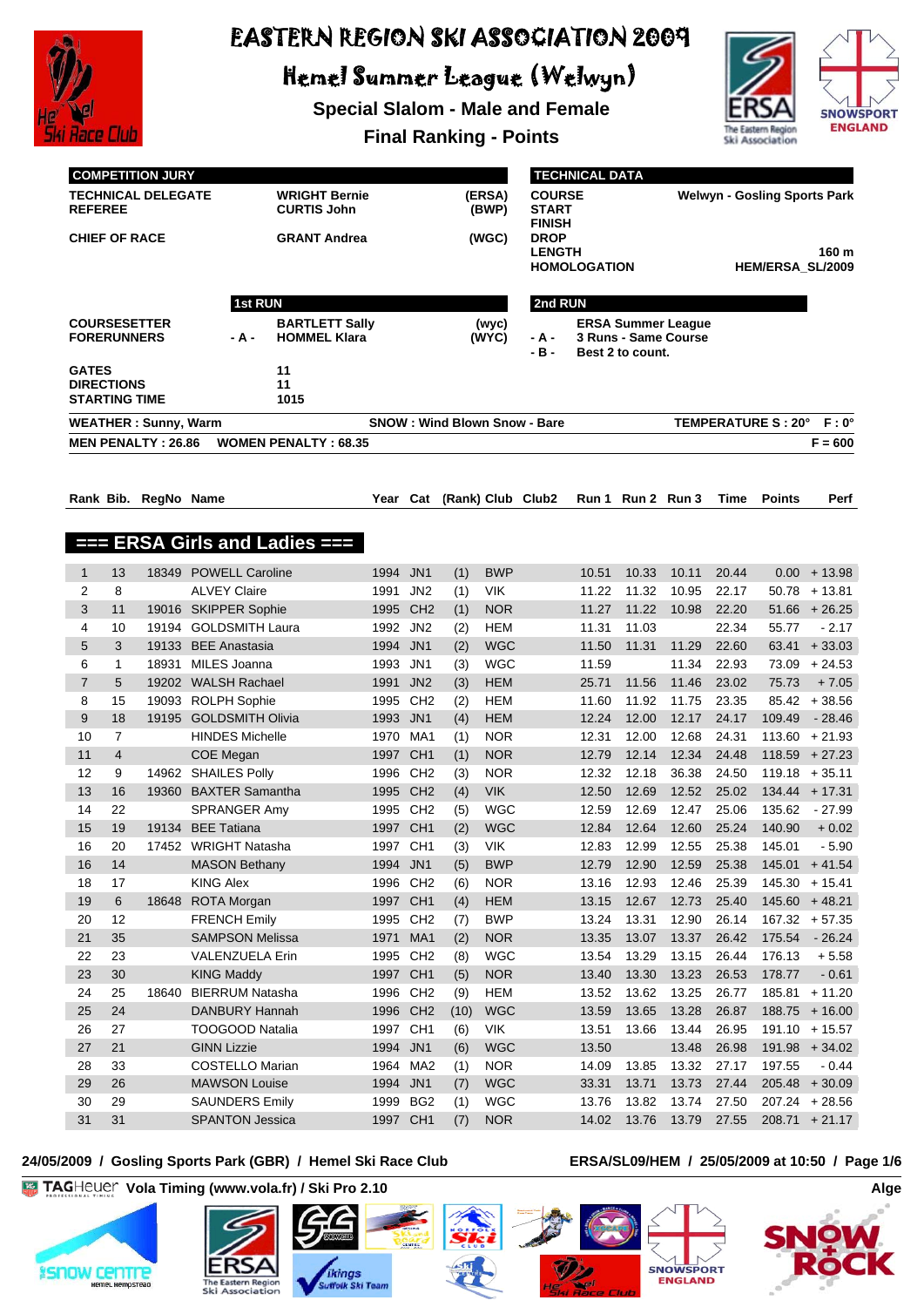# EASTERN REGION SKI ASSOCIATION 2009

## Hemel Summer League (Welwyn)

### Special Slalom - Male and Female

### Final Ranking - Points

| COMPETITION JURY | | |
|---|---|---|
| TECHNICAL DELEGATE | WRIGHT Bernie | (ERSA) |
| REFEREE | CURTIS John | (BWP) |
| CHIEF OF RACE | GRANT Andrea | (WGC) |

| TECHNICAL DATA | |
|---|---|
| COURSE | Welwyn - Gosling Sports Park |
| START | |
| FINISH | |
| DROP | |
| LENGTH | 160 m |
| HOMOLOGATION | HEM/ERSA_SL/2009 |

| | 1st RUN | | 2nd RUN |
|---|---|---|---|
| COURSESETTER | BARTLETT Sally (wyc) | | ERSA Summer League |
| FORERUNNERS | - A - HOMMEL Klara (WYC) | - A - | 3 Runs - Same Course |
| | | - B - | Best 2 to count. |
| GATES | 11 | | |
| DIRECTIONS | 11 | | |
| STARTING TIME | 1015 | | |

WEATHER : Sunny, Warm — SNOW : Wind Blown Snow - Bare — TEMPERATURE S : 20° F : 0°

MEN PENALTY : 26.86 — WOMEN PENALTY : 68.35 — F = 600

## === ERSA Girls and Ladies ===

| Rank | Bib. | RegNo | Name | Year | Cat | (Rank) | Club | Club2 | Run 1 | Run 2 | Run 3 | Time | Points | Perf |
|---|---|---|---|---|---|---|---|---|---|---|---|---|---|---|
| 1 | 13 | 18349 | POWELL Caroline | 1994 | JN1 | (1) | BWP | | 10.51 | 10.33 | 10.11 | 20.44 | 0.00 | + 13.98 |
| 2 | 8 | | ALVEY Claire | 1991 | JN2 | (1) | VIK | | 11.22 | 11.32 | 10.95 | 22.17 | 50.78 | + 13.81 |
| 3 | 11 | 19016 | SKIPPER Sophie | 1995 | CH2 | (1) | NOR | | 11.27 | 11.22 | 10.98 | 22.20 | 51.66 | + 26.25 |
| 4 | 10 | 19194 | GOLDSMITH Laura | 1992 | JN2 | (2) | HEM | | 11.31 | 11.03 | | 22.34 | 55.77 | - 2.17 |
| 5 | 3 | 19133 | BEE Anastasia | 1994 | JN1 | (2) | WGC | | 11.50 | 11.31 | 11.29 | 22.60 | 63.41 | + 33.03 |
| 6 | 1 | 18931 | MILES Joanna | 1993 | JN1 | (3) | WGC | | 11.59 | | 11.34 | 22.93 | 73.09 | + 24.53 |
| 7 | 5 | 19202 | WALSH Rachael | 1991 | JN2 | (3) | HEM | | 25.71 | 11.56 | 11.46 | 23.02 | 75.73 | + 7.05 |
| 8 | 15 | 19093 | ROLPH Sophie | 1995 | CH2 | (2) | HEM | | 11.60 | 11.92 | 11.75 | 23.35 | 85.42 | + 38.56 |
| 9 | 18 | 19195 | GOLDSMITH Olivia | 1993 | JN1 | (4) | HEM | | 12.24 | 12.00 | 12.17 | 24.17 | 109.49 | - 28.46 |
| 10 | 7 | | HINDES Michelle | 1970 | MA1 | (1) | NOR | | 12.31 | 12.00 | 12.68 | 24.31 | 113.60 | + 21.93 |
| 11 | 4 | | COE Megan | 1997 | CH1 | (1) | NOR | | 12.79 | 12.14 | 12.34 | 24.48 | 118.59 | + 27.23 |
| 12 | 9 | 14962 | SHAILES Polly | 1996 | CH2 | (3) | NOR | | 12.32 | 12.18 | 36.38 | 24.50 | 119.18 | + 35.11 |
| 13 | 16 | 19360 | BAXTER Samantha | 1995 | CH2 | (4) | VIK | | 12.50 | 12.69 | 12.52 | 25.02 | 134.44 | + 17.31 |
| 14 | 22 | | SPRANGER Amy | 1995 | CH2 | (5) | WGC | | 12.59 | 12.69 | 12.47 | 25.06 | 135.62 | - 27.99 |
| 15 | 19 | 19134 | BEE Tatiana | 1997 | CH1 | (2) | WGC | | 12.84 | 12.64 | 12.60 | 25.24 | 140.90 | + 0.02 |
| 16 | 20 | 17452 | WRIGHT Natasha | 1997 | CH1 | (3) | VIK | | 12.83 | 12.99 | 12.55 | 25.38 | 145.01 | - 5.90 |
| 16 | 14 | | MASON Bethany | 1994 | JN1 | (5) | BWP | | 12.79 | 12.90 | 12.59 | 25.38 | 145.01 | + 41.54 |
| 18 | 17 | | KING Alex | 1996 | CH2 | (6) | NOR | | 13.16 | 12.93 | 12.46 | 25.39 | 145.30 | + 15.41 |
| 19 | 6 | 18648 | ROTA Morgan | 1997 | CH1 | (4) | HEM | | 13.15 | 12.67 | 12.73 | 25.40 | 145.60 | + 48.21 |
| 20 | 12 | | FRENCH Emily | 1995 | CH2 | (7) | BWP | | 13.24 | 13.31 | 12.90 | 26.14 | 167.32 | + 57.35 |
| 21 | 35 | | SAMPSON Melissa | 1971 | MA1 | (2) | NOR | | 13.35 | 13.07 | 13.37 | 26.42 | 175.54 | - 26.24 |
| 22 | 23 | | VALENZUELA Erin | 1995 | CH2 | (8) | WGC | | 13.54 | 13.29 | 13.15 | 26.44 | 176.13 | + 5.58 |
| 23 | 30 | | KING Maddy | 1997 | CH1 | (5) | NOR | | 13.40 | 13.30 | 13.23 | 26.53 | 178.77 | - 0.61 |
| 24 | 25 | 18640 | BIERRUM Natasha | 1996 | CH2 | (9) | HEM | | 13.52 | 13.62 | 13.25 | 26.77 | 185.81 | + 11.20 |
| 25 | 24 | | DANBURY Hannah | 1996 | CH2 | (10) | WGC | | 13.59 | 13.65 | 13.28 | 26.87 | 188.75 | + 16.00 |
| 26 | 27 | | TOOGOOD Natalia | 1997 | CH1 | (6) | VIK | | 13.51 | 13.66 | 13.44 | 26.95 | 191.10 | + 15.57 |
| 27 | 21 | | GINN Lizzie | 1994 | JN1 | (6) | WGC | | 13.50 | | 13.48 | 26.98 | 191.98 | + 34.02 |
| 28 | 33 | | COSTELLO Marian | 1964 | MA2 | (1) | NOR | | 14.09 | 13.85 | 13.32 | 27.17 | 197.55 | - 0.44 |
| 29 | 26 | | MAWSON Louise | 1994 | JN1 | (7) | WGC | | 33.31 | 13.71 | 13.73 | 27.44 | 205.48 | + 30.09 |
| 30 | 29 | | SAUNDERS Emily | 1999 | BG2 | (1) | WGC | | 13.76 | 13.82 | 13.74 | 27.50 | 207.24 | + 28.56 |
| 31 | 31 | | SPANTON Jessica | 1997 | CH1 | (7) | NOR | | 14.02 | 13.76 | 13.79 | 27.55 | 208.71 | + 21.17 |

24/05/2009 / Gosling Sports Park (GBR) / Hemel Ski Race Club — ERSA/SL09/HEM / 25/05/2009 at 10:50

TAG Heuer Vola Timing (www.vola.fr) / Ski Pro 2.10 — Alge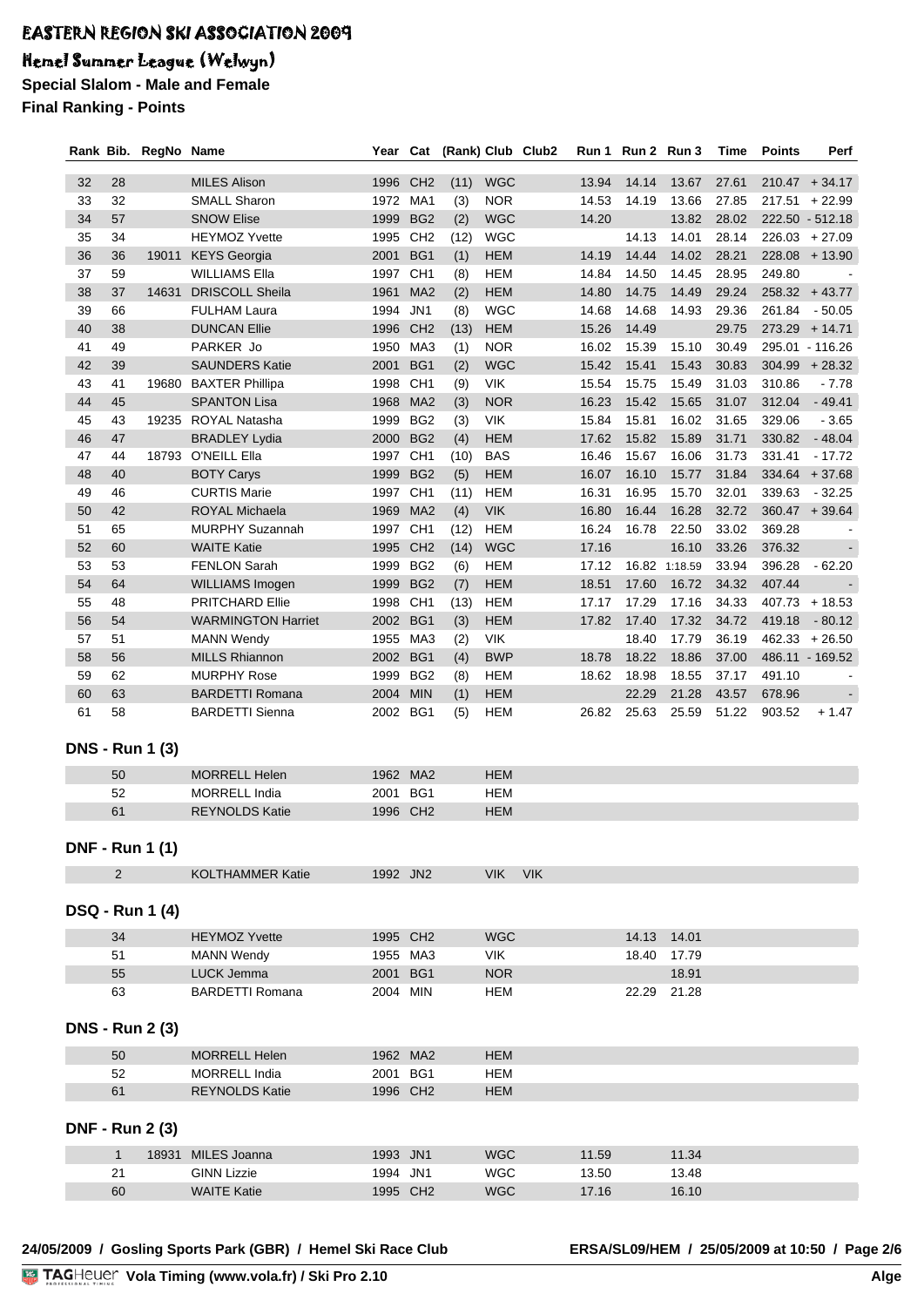# EASTERN REGION SKI ASSOCIATION 2009

## Hemel Summer League (Welwyn)

**Special Slalom - Male and Female**

**Final Ranking - Points**

| Rank | Bib. | RegNo | Name | Year | Cat | (Rank) | Club | Club2 | Run 1 | Run 2 | Run 3 | Time | Points | Perf |
|---|---|---|---|---|---|---|---|---|---|---|---|---|---|---|
| 32 | 28 | | MILES Alison | 1996 | CH2 | (11) | WGC | | 13.94 | 14.14 | 13.67 | 27.61 | 210.47 | + 34.17 |
| 33 | 32 | | SMALL Sharon | 1972 | MA1 | (3) | NOR | | 14.53 | 14.19 | 13.66 | 27.85 | 217.51 | + 22.99 |
| 34 | 57 | | SNOW Elise | 1999 | BG2 | (2) | WGC | | 14.20 | | 13.82 | 28.02 | 222.50 | - 512.18 |
| 35 | 34 | | HEYMOZ Yvette | 1995 | CH2 | (12) | WGC | | | 14.13 | 14.01 | 28.14 | 226.03 | + 27.09 |
| 36 | 36 | 19011 | KEYS Georgia | 2001 | BG1 | (1) | HEM | | 14.19 | 14.44 | 14.02 | 28.21 | 228.08 | + 13.90 |
| 37 | 59 | | WILLIAMS Ella | 1997 | CH1 | (8) | HEM | | 14.84 | 14.50 | 14.45 | 28.95 | 249.80 | - |
| 38 | 37 | 14631 | DRISCOLL Sheila | 1961 | MA2 | (2) | HEM | | 14.80 | 14.75 | 14.49 | 29.24 | 258.32 | + 43.77 |
| 39 | 66 | | FULHAM Laura | 1994 | JN1 | (8) | WGC | | 14.68 | 14.68 | 14.93 | 29.36 | 261.84 | - 50.05 |
| 40 | 38 | | DUNCAN Ellie | 1996 | CH2 | (13) | HEM | | 15.26 | 14.49 | | 29.75 | 273.29 | + 14.71 |
| 41 | 49 | | PARKER Jo | 1950 | MA3 | (1) | NOR | | 16.02 | 15.39 | 15.10 | 30.49 | 295.01 | - 116.26 |
| 42 | 39 | | SAUNDERS Katie | 2001 | BG1 | (2) | WGC | | 15.42 | 15.41 | 15.43 | 30.83 | 304.99 | + 28.32 |
| 43 | 41 | 19680 | BAXTER Phillipa | 1998 | CH1 | (9) | VIK | | 15.54 | 15.75 | 15.49 | 31.03 | 310.86 | - 7.78 |
| 44 | 45 | | SPANTON Lisa | 1968 | MA2 | (3) | NOR | | 16.23 | 15.42 | 15.65 | 31.07 | 312.04 | - 49.41 |
| 45 | 43 | 19235 | ROYAL Natasha | 1999 | BG2 | (3) | VIK | | 15.84 | 15.81 | 16.02 | 31.65 | 329.06 | - 3.65 |
| 46 | 47 | | BRADLEY Lydia | 2000 | BG2 | (4) | HEM | | 17.62 | 15.82 | 15.89 | 31.71 | 330.82 | - 48.04 |
| 47 | 44 | 18793 | O'NEILL Ella | 1997 | CH1 | (10) | BAS | | 16.46 | 15.67 | 16.06 | 31.73 | 331.41 | - 17.72 |
| 48 | 40 | | BOTY Carys | 1999 | BG2 | (5) | HEM | | 16.07 | 16.10 | 15.77 | 31.84 | 334.64 | + 37.68 |
| 49 | 46 | | CURTIS Marie | 1997 | CH1 | (11) | HEM | | 16.31 | 16.95 | 15.70 | 32.01 | 339.63 | - 32.25 |
| 50 | 42 | | ROYAL Michaela | 1969 | MA2 | (4) | VIK | | 16.80 | 16.44 | 16.28 | 32.72 | 360.47 | + 39.64 |
| 51 | 65 | | MURPHY Suzannah | 1997 | CH1 | (12) | HEM | | 16.24 | 16.78 | 22.50 | 33.02 | 369.28 | - |
| 52 | 60 | | WAITE Katie | 1995 | CH2 | (14) | WGC | | 17.16 | | 16.10 | 33.26 | 376.32 | - |
| 53 | 53 | | FENLON Sarah | 1999 | BG2 | (6) | HEM | | 17.12 | 16.82 | 1:18.59 | 33.94 | 396.28 | - 62.20 |
| 54 | 64 | | WILLIAMS Imogen | 1999 | BG2 | (7) | HEM | | 18.51 | 17.60 | 16.72 | 34.32 | 407.44 | - |
| 55 | 48 | | PRITCHARD Ellie | 1998 | CH1 | (13) | HEM | | 17.17 | 17.29 | 17.16 | 34.33 | 407.73 | + 18.53 |
| 56 | 54 | | WARMINGTON Harriet | 2002 | BG1 | (3) | HEM | | 17.82 | 17.40 | 17.32 | 34.72 | 419.18 | - 80.12 |
| 57 | 51 | | MANN Wendy | 1955 | MA3 | (2) | VIK | | | 18.40 | 17.79 | 36.19 | 462.33 | + 26.50 |
| 58 | 56 | | MILLS Rhiannon | 2002 | BG1 | (4) | BWP | | 18.78 | 18.22 | 18.86 | 37.00 | 486.11 | - 169.52 |
| 59 | 62 | | MURPHY Rose | 1999 | BG2 | (8) | HEM | | 18.62 | 18.98 | 18.55 | 37.17 | 491.10 | - |
| 60 | 63 | | BARDETTI Romana | 2004 | MIN | (1) | HEM | | | 22.29 | 21.28 | 43.57 | 678.96 | - |
| 61 | 58 | | BARDETTI Sienna | 2002 | BG1 | (5) | HEM | | 26.82 | 25.63 | 25.59 | 51.22 | 903.52 | + 1.47 |

### DNS - Run 1 (3)

| Bib. | RegNo | Name | Year | Cat | Club | Club2 | Run 1 | Run 2 | Run 3 |
|---|---|---|---|---|---|---|---|---|---|
| 50 | | MORRELL Helen | 1962 | MA2 | HEM | | | | |
| 52 | | MORRELL India | 2001 | BG1 | HEM | | | | |
| 61 | | REYNOLDS Katie | 1996 | CH2 | HEM | | | | |

### DNF - Run 1 (1)

| Bib. | RegNo | Name | Year | Cat | Club | Club2 | Run 1 | Run 2 | Run 3 |
|---|---|---|---|---|---|---|---|---|---|
| 2 | | KOLTHAMMER Katie | 1992 | JN2 | VIK | VIK | | | |

### DSQ - Run 1 (4)

| Bib. | RegNo | Name | Year | Cat | Club | Club2 | Run 1 | Run 2 | Run 3 |
|---|---|---|---|---|---|---|---|---|---|
| 34 | | HEYMOZ Yvette | 1995 | CH2 | WGC | | | 14.13 | 14.01 |
| 51 | | MANN Wendy | 1955 | MA3 | VIK | | | 18.40 | 17.79 |
| 55 | | LUCK Jemma | 2001 | BG1 | NOR | | | | 18.91 |
| 63 | | BARDETTI Romana | 2004 | MIN | HEM | | | 22.29 | 21.28 |

### DNS - Run 2 (3)

| Bib. | RegNo | Name | Year | Cat | Club | Club2 | Run 1 | Run 2 | Run 3 |
|---|---|---|---|---|---|---|---|---|---|
| 50 | | MORRELL Helen | 1962 | MA2 | HEM | | | | |
| 52 | | MORRELL India | 2001 | BG1 | HEM | | | | |
| 61 | | REYNOLDS Katie | 1996 | CH2 | HEM | | | | |

### DNF - Run 2 (3)

| Bib. | RegNo | Name | Year | Cat | Club | Club2 | Run 1 | Run 2 | Run 3 |
|---|---|---|---|---|---|---|---|---|---|
| 1 | 18931 | MILES Joanna | 1993 | JN1 | WGC | | 11.59 | | 11.34 |
| 21 | | GINN Lizzie | 1994 | JN1 | WGC | | 13.50 | | 13.48 |
| 60 | | WAITE Katie | 1995 | CH2 | WGC | | 17.16 | | 16.10 |

24/05/2009 / Gosling Sports Park (GBR) / Hemel Ski Race Club — ERSA/SL09/HEM / 25/05/2009 at 10:50

TAGHeuer Vola Timing (www.vola.fr) / Ski Pro 2.10 — Alge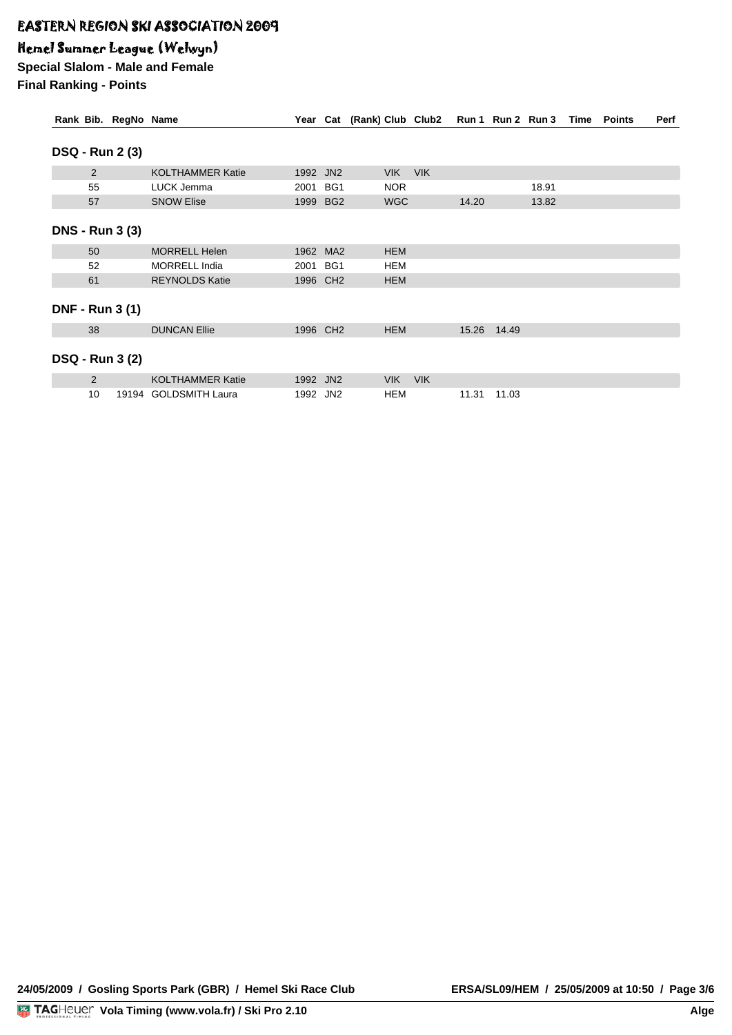# EASTERN REGION SKI ASSOCIATION 2009

## Hemel Summer League (Welwyn)

**Special Slalom - Male and Female**

**Final Ranking - Points**

| Rank | Bib. | RegNo | Name | Year | Cat | (Rank) | Club | Club2 | Run 1 | Run 2 | Run 3 | Time | Points | Perf |
|---|---|---|---|---|---|---|---|---|---|---|---|---|---|---|
| **DSQ - Run 2 (3)** | | | | | | | | | | | | | | |
| | 2 | | KOLTHAMMER Katie | 1992 | JN2 | | VIK | VIK | | | | | | |
| | 55 | | LUCK Jemma | 2001 | BG1 | | NOR | | | | 18.91 | | | |
| | 57 | | SNOW Elise | 1999 | BG2 | | WGC | | 14.20 | | 13.82 | | | |
| **DNS - Run 3 (3)** | | | | | | | | | | | | | | |
| | 50 | | MORRELL Helen | 1962 | MA2 | | HEM | | | | | | | |
| | 52 | | MORRELL India | 2001 | BG1 | | HEM | | | | | | | |
| | 61 | | REYNOLDS Katie | 1996 | CH2 | | HEM | | | | | | | |
| **DNF - Run 3 (1)** | | | | | | | | | | | | | | |
| | 38 | | DUNCAN Ellie | 1996 | CH2 | | HEM | | 15.26 | 14.49 | | | | |
| **DSQ - Run 3 (2)** | | | | | | | | | | | | | | |
| | 2 | | KOLTHAMMER Katie | 1992 | JN2 | | VIK | VIK | | | | | | |
| | 10 | 19194 | GOLDSMITH Laura | 1992 | JN2 | | HEM | | 11.31 | 11.03 | | | | |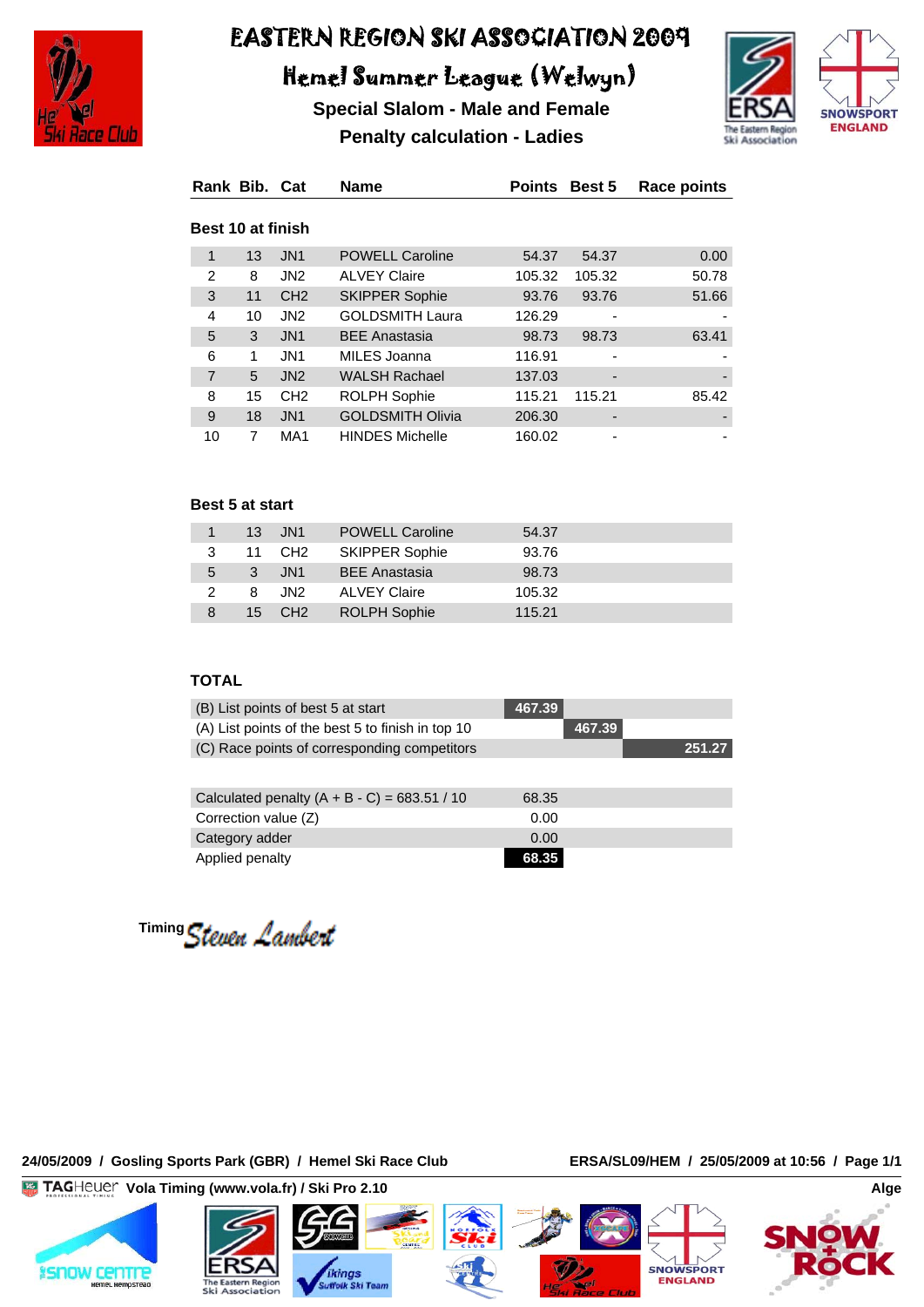# EASTERN REGION SKI ASSOCIATION 2009

## Hemel Summer League (Welwyn)

### Special Slalom - Male and Female

### Penalty calculation - Ladies

| Rank | Bib. | Cat | Name | Points | Best 5 | Race points |
|---|---|---|---|---|---|---|
| **Best 10 at finish** | | | | | | |
| 1 | 13 | JN1 | POWELL Caroline | 54.37 | 54.37 | 0.00 |
| 2 | 8 | JN2 | ALVEY Claire | 105.32 | 105.32 | 50.78 |
| 3 | 11 | CH2 | SKIPPER Sophie | 93.76 | 93.76 | 51.66 |
| 4 | 10 | JN2 | GOLDSMITH Laura | 126.29 | - | - |
| 5 | 3 | JN1 | BEE Anastasia | 98.73 | 98.73 | 63.41 |
| 6 | 1 | JN1 | MILES Joanna | 116.91 | - | - |
| 7 | 5 | JN2 | WALSH Rachael | 137.03 | - | - |
| 8 | 15 | CH2 | ROLPH Sophie | 115.21 | 115.21 | 85.42 |
| 9 | 18 | JN1 | GOLDSMITH Olivia | 206.30 | - | - |
| 10 | 7 | MA1 | HINDES Michelle | 160.02 | - | - |

**Best 5 at start**

| Rank | Bib. | Cat | Name | Points |
|---|---|---|---|---|
| 1 | 13 | JN1 | POWELL Caroline | 54.37 |
| 3 | 11 | CH2 | SKIPPER Sophie | 93.76 |
| 5 | 3 | JN1 | BEE Anastasia | 98.73 |
| 2 | 8 | JN2 | ALVEY Claire | 105.32 |
| 8 | 15 | CH2 | ROLPH Sophie | 115.21 |

**TOTAL**

| | | | |
|---|---|---|---|
| (B) List points of best 5 at start | 467.39 | | |
| (A) List points of the best 5 to finish in top 10 | | 467.39 | |
| (C) Race points of corresponding competitors | | | 251.27 |

| | |
|---|---|
| Calculated penalty (A + B - C) = 683.51 / 10 | 68.35 |
| Correction value (Z) | 0.00 |
| Category adder | 0.00 |
| Applied penalty | **68.35** |

Timing Steven Lambert

24/05/2009 / Gosling Sports Park (GBR) / Hemel Ski Race Club — ERSA/SL09/HEM / 25/05/2009 at 10:56

TAGHeuer Vola Timing (www.vola.fr) / Ski Pro 2.10 — Alge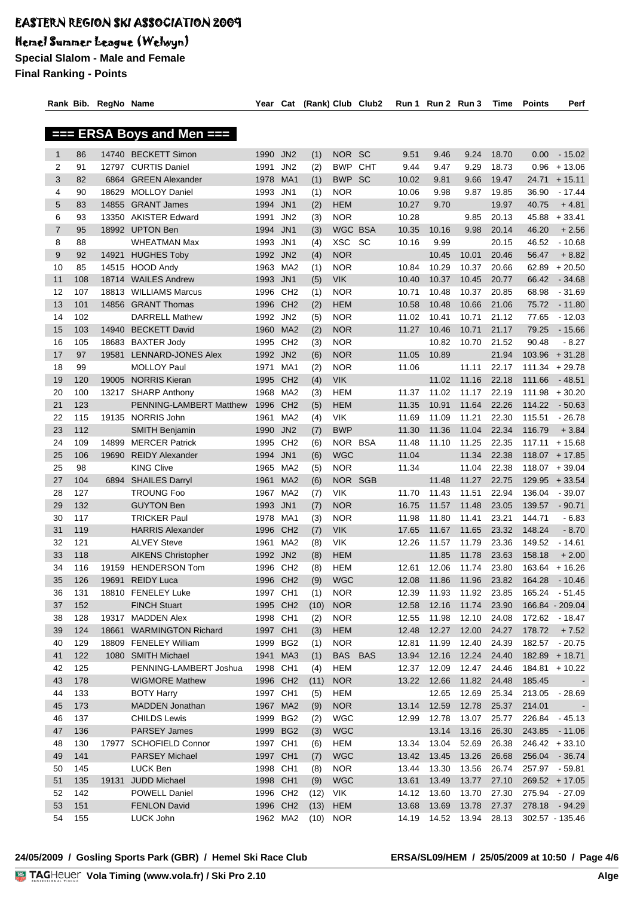# EASTERN REGION SKI ASSOCIATION 2009

## Hemel Summer League (Welwyn)

**Special Slalom - Male and Female**

**Final Ranking - Points**

| Rank | Bib. | RegNo | Name | Year | Cat | (Rank) | Club | Club2 | Run 1 | Run 2 | Run 3 | Time | Points | Perf |
|---|---|---|---|---|---|---|---|---|---|---|---|---|---|---|
| **=== ERSA Boys and Men ===** | | | | | | | | | | | | | | |
| 1 | 86 | 14740 | BECKETT Simon | 1990 | JN2 | (1) | NOR | SC | 9.51 | 9.46 | 9.24 | 18.70 | 0.00 | - 15.02 |
| 2 | 91 | 12797 | CURTIS Daniel | 1991 | JN2 | (2) | BWP | CHT | 9.44 | 9.47 | 9.29 | 18.73 | 0.96 | + 13.06 |
| 3 | 82 | 6864 | GREEN Alexander | 1978 | MA1 | (1) | BWP | SC | 10.02 | 9.81 | 9.66 | 19.47 | 24.71 | + 15.11 |
| 4 | 90 | 18629 | MOLLOY Daniel | 1993 | JN1 | (1) | NOR | | 10.06 | 9.98 | 9.87 | 19.85 | 36.90 | - 17.44 |
| 5 | 83 | 14855 | GRANT James | 1994 | JN1 | (2) | HEM | | 10.27 | 9.70 | | 19.97 | 40.75 | + 4.81 |
| 6 | 93 | 13350 | AKISTER Edward | 1991 | JN2 | (3) | NOR | | 10.28 | | 9.85 | 20.13 | 45.88 | + 33.41 |
| 7 | 95 | 18992 | UPTON Ben | 1994 | JN1 | (3) | WGC | BSA | 10.35 | 10.16 | 9.98 | 20.14 | 46.20 | + 2.56 |
| 8 | 88 | | WHEATMAN Max | 1993 | JN1 | (4) | XSC | SC | 10.16 | 9.99 | | 20.15 | 46.52 | - 10.68 |
| 9 | 92 | 14921 | HUGHES Toby | 1992 | JN2 | (4) | NOR | | | 10.45 | 10.01 | 20.46 | 56.47 | + 8.82 |
| 10 | 85 | 14515 | HOOD Andy | 1963 | MA2 | (1) | NOR | | 10.84 | 10.29 | 10.37 | 20.66 | 62.89 | + 20.50 |
| 11 | 108 | 18714 | WAILES Andrew | 1993 | JN1 | (5) | VIK | | 10.40 | 10.37 | 10.45 | 20.77 | 66.42 | - 34.68 |
| 12 | 107 | 18813 | WILLIAMS Marcus | 1996 | CH2 | (1) | NOR | | 10.71 | 10.48 | 10.37 | 20.85 | 68.98 | - 31.69 |
| 13 | 101 | 14856 | GRANT Thomas | 1996 | CH2 | (2) | HEM | | 10.58 | 10.48 | 10.66 | 21.06 | 75.72 | - 11.80 |
| 14 | 102 | | DARRELL Mathew | 1992 | JN2 | (5) | NOR | | 11.02 | 10.41 | 10.71 | 21.12 | 77.65 | - 12.03 |
| 15 | 103 | 14940 | BECKETT David | 1960 | MA2 | (2) | NOR | | 11.27 | 10.46 | 10.71 | 21.17 | 79.25 | - 15.66 |
| 16 | 105 | 18683 | BAXTER Jody | 1995 | CH2 | (3) | NOR | | | 10.82 | 10.70 | 21.52 | 90.48 | - 8.27 |
| 17 | 97 | 19581 | LENNARD-JONES Alex | 1992 | JN2 | (6) | NOR | | 11.05 | 10.89 | | 21.94 | 103.96 | + 31.28 |
| 18 | 99 | | MOLLOY Paul | 1971 | MA1 | (2) | NOR | | 11.06 | | 11.11 | 22.17 | 111.34 | + 29.78 |
| 19 | 120 | 19005 | NORRIS Kieran | 1995 | CH2 | (4) | VIK | | | 11.02 | 11.16 | 22.18 | 111.66 | - 48.51 |
| 20 | 100 | 13217 | SHARP Anthony | 1968 | MA2 | (3) | HEM | | 11.37 | 11.02 | 11.17 | 22.19 | 111.98 | + 30.20 |
| 21 | 123 | | PENNING-LAMBERT Matthew | 1996 | CH2 | (5) | HEM | | 11.35 | 10.91 | 11.64 | 22.26 | 114.22 | - 50.63 |
| 22 | 115 | 19135 | NORRIS John | 1961 | MA2 | (4) | VIK | | 11.69 | 11.09 | 11.21 | 22.30 | 115.51 | - 26.78 |
| 23 | 112 | | SMITH Benjamin | 1990 | JN2 | (7) | BWP | | 11.30 | 11.36 | 11.04 | 22.34 | 116.79 | + 3.84 |
| 24 | 109 | 14899 | MERCER Patrick | 1995 | CH2 | (6) | NOR | BSA | 11.48 | 11.10 | 11.25 | 22.35 | 117.11 | + 15.68 |
| 25 | 106 | 19690 | REIDY Alexander | 1994 | JN1 | (6) | WGC | | 11.04 | | 11.34 | 22.38 | 118.07 | + 17.85 |
| 25 | 98 | | KING Clive | 1965 | MA2 | (5) | NOR | | 11.34 | | 11.04 | 22.38 | 118.07 | + 39.04 |
| 27 | 104 | 6894 | SHAILES Darryl | 1961 | MA2 | (6) | NOR | SGB | | 11.48 | 11.27 | 22.75 | 129.95 | + 33.54 |
| 28 | 127 | | TROUNG Foo | 1967 | MA2 | (7) | VIK | | 11.70 | 11.43 | 11.51 | 22.94 | 136.04 | - 39.07 |
| 29 | 132 | | GUYTON Ben | 1993 | JN1 | (7) | NOR | | 16.75 | 11.57 | 11.48 | 23.05 | 139.57 | - 90.71 |
| 30 | 117 | | TRICKER Paul | 1978 | MA1 | (3) | NOR | | 11.98 | 11.80 | 11.41 | 23.21 | 144.71 | - 6.83 |
| 31 | 119 | | HARRIS Alexander | 1996 | CH2 | (7) | VIK | | 17.65 | 11.67 | 11.65 | 23.32 | 148.24 | - 8.70 |
| 32 | 121 | | ALVEY Steve | 1961 | MA2 | (8) | VIK | | 12.26 | 11.57 | 11.79 | 23.36 | 149.52 | - 14.61 |
| 33 | 118 | | AIKENS Christopher | 1992 | JN2 | (8) | HEM | | | 11.85 | 11.78 | 23.63 | 158.18 | + 2.00 |
| 34 | 116 | 19159 | HENDERSON Tom | 1996 | CH2 | (8) | HEM | | 12.61 | 12.06 | 11.74 | 23.80 | 163.64 | + 16.26 |
| 35 | 126 | 19691 | REIDY Luca | 1996 | CH2 | (9) | WGC | | 12.08 | 11.86 | 11.96 | 23.82 | 164.28 | - 10.46 |
| 36 | 131 | 18810 | FENELEY Luke | 1997 | CH1 | (1) | NOR | | 12.39 | 11.93 | 11.92 | 23.85 | 165.24 | - 51.45 |
| 37 | 152 | | FINCH Stuart | 1995 | CH2 | (10) | NOR | | 12.58 | 12.16 | 11.74 | 23.90 | 166.84 | - 209.04 |
| 38 | 128 | 19317 | MADDEN Alex | 1998 | CH1 | (2) | NOR | | 12.55 | 11.98 | 12.10 | 24.08 | 172.62 | - 18.47 |
| 39 | 124 | 18661 | WARMINGTON Richard | 1997 | CH1 | (3) | HEM | | 12.48 | 12.27 | 12.00 | 24.27 | 178.72 | + 7.52 |
| 40 | 129 | 18809 | FENELEY William | 1999 | BG2 | (1) | NOR | | 12.81 | 11.99 | 12.40 | 24.39 | 182.57 | - 20.75 |
| 41 | 122 | 1080 | SMITH Michael | 1941 | MA3 | (1) | BAS | BAS | 13.94 | 12.16 | 12.24 | 24.40 | 182.89 | + 18.71 |
| 42 | 125 | | PENNING-LAMBERT Joshua | 1998 | CH1 | (4) | HEM | | 12.37 | 12.09 | 12.47 | 24.46 | 184.81 | + 10.22 |
| 43 | 178 | | WIGMORE Mathew | 1996 | CH2 | (11) | NOR | | 13.22 | 12.66 | 11.82 | 24.48 | 185.45 | - |
| 44 | 133 | | BOTY Harry | 1997 | CH1 | (5) | HEM | | | 12.65 | 12.69 | 25.34 | 213.05 | - 28.69 |
| 45 | 173 | | MADDEN Jonathan | 1967 | MA2 | (9) | NOR | | 13.14 | 12.59 | 12.78 | 25.37 | 214.01 | - |
| 46 | 137 | | CHILDS Lewis | 1999 | BG2 | (2) | WGC | | 12.99 | 12.78 | 13.07 | 25.77 | 226.84 | - 45.13 |
| 47 | 136 | | PARSEY James | 1999 | BG2 | (3) | WGC | | | 13.14 | 13.16 | 26.30 | 243.85 | - 11.06 |
| 48 | 130 | 17977 | SCHOFIELD Connor | 1997 | CH1 | (6) | HEM | | 13.34 | 13.04 | 52.69 | 26.38 | 246.42 | + 33.10 |
| 49 | 141 | | PARSEY Michael | 1997 | CH1 | (7) | WGC | | 13.42 | 13.45 | 13.26 | 26.68 | 256.04 | - 36.74 |
| 50 | 145 | | LUCK Ben | 1998 | CH1 | (8) | NOR | | 13.44 | 13.30 | 13.56 | 26.74 | 257.97 | - 59.81 |
| 51 | 135 | 19131 | JUDD Michael | 1998 | CH1 | (9) | WGC | | 13.61 | 13.49 | 13.77 | 27.10 | 269.52 | + 17.05 |
| 52 | 142 | | POWELL Daniel | 1996 | CH2 | (12) | VIK | | 14.12 | 13.60 | 13.70 | 27.30 | 275.94 | - 27.09 |
| 53 | 151 | | FENLON David | 1996 | CH2 | (13) | HEM | | 13.68 | 13.69 | 13.78 | 27.37 | 278.18 | - 94.29 |
| 54 | 155 | | LUCK John | 1962 | MA2 | (10) | NOR | | 14.19 | 14.52 | 13.94 | 28.13 | 302.57 | - 135.46 |

24/05/2009 / Gosling Sports Park (GBR) / Hemel Ski Race Club — ERSA/SL09/HEM / 25/05/2009 at 10:50

TAG Heuer Vola Timing (www.vola.fr) / Ski Pro 2.10 — Alge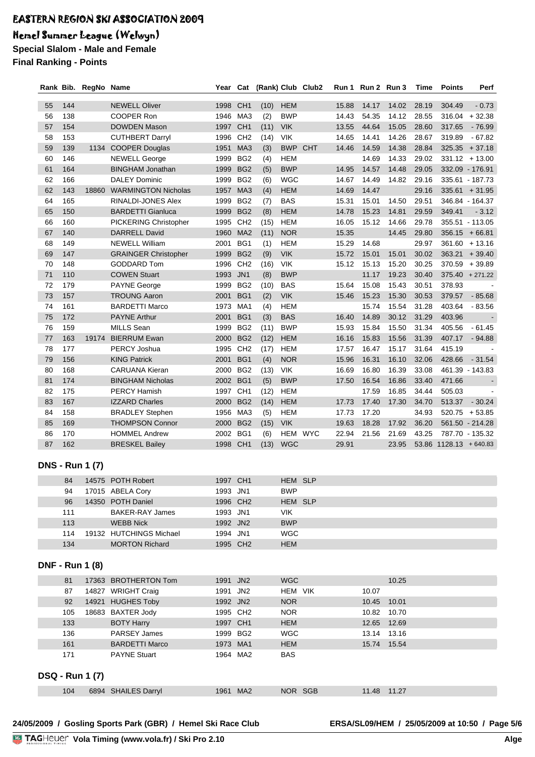# EASTERN REGION SKI ASSOCIATION 2009

## Hemel Summer League (Welwyn)

**Special Slalom - Male and Female**

**Final Ranking - Points**

| Rank | Bib. | RegNo | Name | Year | Cat | (Rank) | Club | Club2 | Run 1 | Run 2 | Run 3 | Time | Points | Perf |
|---|---|---|---|---|---|---|---|---|---|---|---|---|---|---|
| 55 | 144 | | NEWELL Oliver | 1998 | CH1 | (10) | HEM | | 15.88 | 14.17 | 14.02 | 28.19 | 304.49 | - 0.73 |
| 56 | 138 | | COOPER Ron | 1946 | MA3 | (2) | BWP | | 14.43 | 54.35 | 14.12 | 28.55 | 316.04 | + 32.38 |
| 57 | 154 | | DOWDEN Mason | 1997 | CH1 | (11) | VIK | | 13.55 | 44.64 | 15.05 | 28.60 | 317.65 | - 76.99 |
| 58 | 153 | | CUTHBERT Darryl | 1996 | CH2 | (14) | VIK | | 14.65 | 14.41 | 14.26 | 28.67 | 319.89 | - 67.82 |
| 59 | 139 | 1134 | COOPER Douglas | 1951 | MA3 | (3) | BWP | CHT | 14.46 | 14.59 | 14.38 | 28.84 | 325.35 | + 37.18 |
| 60 | 146 | | NEWELL George | 1999 | BG2 | (4) | HEM | | | 14.69 | 14.33 | 29.02 | 331.12 | + 13.00 |
| 61 | 164 | | BINGHAM Jonathan | 1999 | BG2 | (5) | BWP | | 14.95 | 14.57 | 14.48 | 29.05 | 332.09 | - 176.91 |
| 62 | 166 | | DALEY Dominic | 1999 | BG2 | (6) | WGC | | 14.67 | 14.49 | 14.82 | 29.16 | 335.61 | - 187.73 |
| 62 | 143 | 18860 | WARMINGTON Nicholas | 1957 | MA3 | (4) | HEM | | 14.69 | 14.47 | | 29.16 | 335.61 | + 31.95 |
| 64 | 165 | | RINALDI-JONES Alex | 1999 | BG2 | (7) | BAS | | 15.31 | 15.01 | 14.50 | 29.51 | 346.84 | - 164.37 |
| 65 | 150 | | BARDETTI Gianluca | 1999 | BG2 | (8) | HEM | | 14.78 | 15.23 | 14.81 | 29.59 | 349.41 | - 3.12 |
| 66 | 160 | | PICKERING Christopher | 1995 | CH2 | (15) | HEM | | 16.05 | 15.12 | 14.66 | 29.78 | 355.51 | - 113.05 |
| 67 | 140 | | DARRELL David | 1960 | MA2 | (11) | NOR | | 15.35 | | 14.45 | 29.80 | 356.15 | + 66.81 |
| 68 | 149 | | NEWELL William | 2001 | BG1 | (1) | HEM | | 15.29 | 14.68 | | 29.97 | 361.60 | + 13.16 |
| 69 | 147 | | GRAINGER Christopher | 1999 | BG2 | (9) | VIK | | 15.72 | 15.01 | 15.01 | 30.02 | 363.21 | + 39.40 |
| 70 | 148 | | GODDARD Tom | 1996 | CH2 | (16) | VIK | | 15.12 | 15.13 | 15.20 | 30.25 | 370.59 | + 39.89 |
| 71 | 110 | | COWEN Stuart | 1993 | JN1 | (8) | BWP | | | 11.17 | 19.23 | 30.40 | 375.40 | + 271.22 |
| 72 | 179 | | PAYNE George | 1999 | BG2 | (10) | BAS | | 15.64 | 15.08 | 15.43 | 30.51 | 378.93 | - |
| 73 | 157 | | TROUNG Aaron | 2001 | BG1 | (2) | VIK | | 15.46 | 15.23 | 15.30 | 30.53 | 379.57 | - 85.68 |
| 74 | 161 | | BARDETTI Marco | 1973 | MA1 | (4) | HEM | | | 15.74 | 15.54 | 31.28 | 403.64 | - 83.56 |
| 75 | 172 | | PAYNE Arthur | 2001 | BG1 | (3) | BAS | | 16.40 | 14.89 | 30.12 | 31.29 | 403.96 | - |
| 76 | 159 | | MILLS Sean | 1999 | BG2 | (11) | BWP | | 15.93 | 15.84 | 15.50 | 31.34 | 405.56 | - 61.45 |
| 77 | 163 | 19174 | BIERRUM Ewan | 2000 | BG2 | (12) | HEM | | 16.16 | 15.83 | 15.56 | 31.39 | 407.17 | - 94.88 |
| 78 | 177 | | PERCY Joshua | 1995 | CH2 | (17) | HEM | | 17.57 | 16.47 | 15.17 | 31.64 | 415.19 | - |
| 79 | 156 | | KING Patrick | 2001 | BG1 | (4) | NOR | | 15.96 | 16.31 | 16.10 | 32.06 | 428.66 | - 31.54 |
| 80 | 168 | | CARUANA Kieran | 2000 | BG2 | (13) | VIK | | 16.69 | 16.80 | 16.39 | 33.08 | 461.39 | - 143.83 |
| 81 | 174 | | BINGHAM Nicholas | 2002 | BG1 | (5) | BWP | | 17.50 | 16.54 | 16.86 | 33.40 | 471.66 | - |
| 82 | 175 | | PERCY Hamish | 1997 | CH1 | (12) | HEM | | | 17.59 | 16.85 | 34.44 | 505.03 | - |
| 83 | 167 | | IZZARD Charles | 2000 | BG2 | (14) | HEM | | 17.73 | 17.40 | 17.30 | 34.70 | 513.37 | - 30.24 |
| 84 | 158 | | BRADLEY Stephen | 1956 | MA3 | (5) | HEM | | 17.73 | 17.20 | | 34.93 | 520.75 | + 53.85 |
| 85 | 169 | | THOMPSON Connor | 2000 | BG2 | (15) | VIK | | 19.63 | 18.28 | 17.92 | 36.20 | 561.50 | - 214.28 |
| 86 | 170 | | HOMMEL Andrew | 2002 | BG1 | (6) | HEM | WYC | 22.94 | 21.56 | 21.69 | 43.25 | 787.70 | - 135.32 |
| 87 | 162 | | BRESKEL Bailey | 1998 | CH1 | (13) | WGC | | 29.91 | | 23.95 | 53.86 | 1128.13 | + 640.83 |

### DNS - Run 1 (7)

| Bib. | RegNo | Name | Year | Cat | Club | Club2 |
|---|---|---|---|---|---|---|
| 84 | 14575 | POTH Robert | 1997 | CH1 | HEM | SLP |
| 94 | 17015 | ABELA Cory | 1993 | JN1 | BWP | |
| 96 | 14350 | POTH Daniel | 1996 | CH2 | HEM | SLP |
| 111 | | BAKER-RAY James | 1993 | JN1 | VIK | |
| 113 | | WEBB Nick | 1992 | JN2 | BWP | |
| 114 | 19132 | HUTCHINGS Michael | 1994 | JN1 | WGC | |
| 134 | | MORTON Richard | 1995 | CH2 | HEM | |

### DNF - Run 1 (8)

| Bib. | RegNo | Name | Year | Cat | Club | Club2 | Run 2 | Run 3 |
|---|---|---|---|---|---|---|---|---|
| 81 | 17363 | BROTHERTON Tom | 1991 | JN2 | WGC | | | 10.25 |
| 87 | 14827 | WRIGHT Craig | 1991 | JN2 | HEM | VIK | 10.07 | |
| 92 | 14921 | HUGHES Toby | 1992 | JN2 | NOR | | 10.45 | 10.01 |
| 105 | 18683 | BAXTER Jody | 1995 | CH2 | NOR | | 10.82 | 10.70 |
| 133 | | BOTY Harry | 1997 | CH1 | HEM | | 12.65 | 12.69 |
| 136 | | PARSEY James | 1999 | BG2 | WGC | | 13.14 | 13.16 |
| 161 | | BARDETTI Marco | 1973 | MA1 | HEM | | 15.74 | 15.54 |
| 171 | | PAYNE Stuart | 1964 | MA2 | BAS | | | |

### DSQ - Run 1 (7)

| Bib. | RegNo | Name | Year | Cat | Club | Club2 | Run 2 | Run 3 |
|---|---|---|---|---|---|---|---|---|
| 104 | 6894 | SHAILES Darryl | 1961 | MA2 | NOR | SGB | 11.48 | 11.27 |

24/05/2009 / Gosling Sports Park (GBR) / Hemel Ski Race Club — ERSA/SL09/HEM / 25/05/2009 at 10:50

Vola Timing (www.vola.fr) / Ski Pro 2.10 — Alge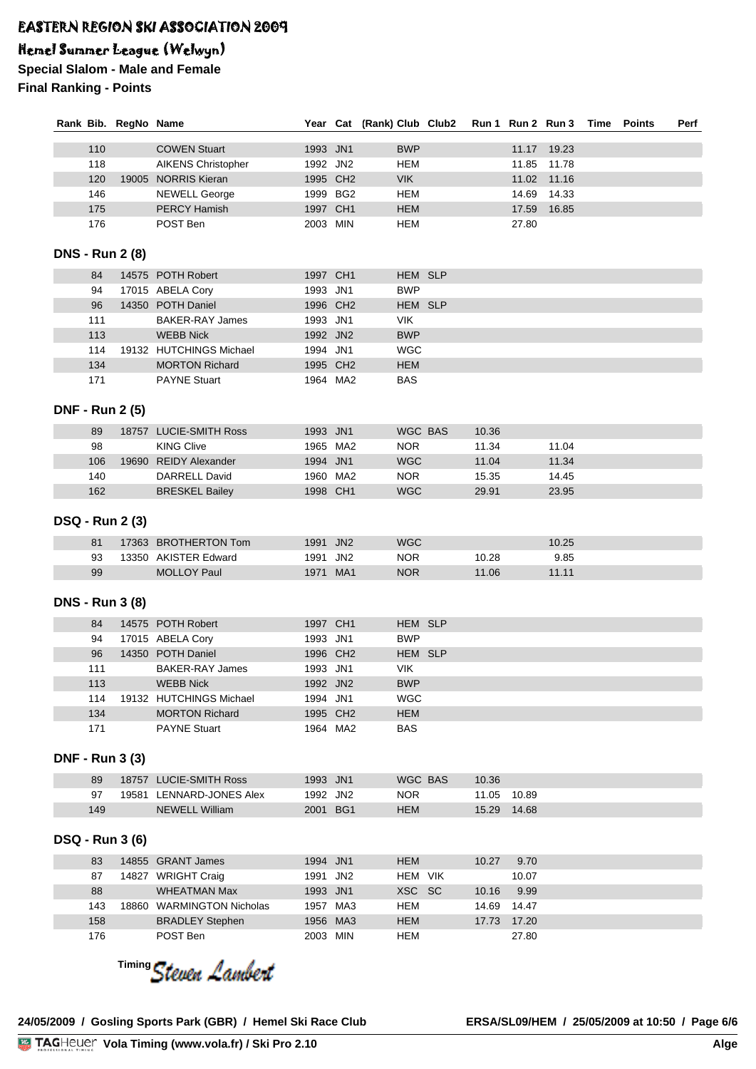# EASTERN REGION SKI ASSOCIATION 2009

## Hemel Summer League (Welwyn)

**Special Slalom - Male and Female**

**Final Ranking - Points**

| Rank | Bib. | RegNo | Name | Year | Cat | (Rank) | Club | Club2 | Run 1 | Run 2 | Run 3 | Time | Points | Perf |
|---|---|---|---|---|---|---|---|---|---|---|---|---|---|---|
| | 110 | | COWEN Stuart | 1993 | JN1 | | BWP | | | 11.17 | 19.23 | | | |
| | 118 | | AIKENS Christopher | 1992 | JN2 | | HEM | | | 11.85 | 11.78 | | | |
| | 120 | 19005 | NORRIS Kieran | 1995 | CH2 | | VIK | | | 11.02 | 11.16 | | | |
| | 146 | | NEWELL George | 1999 | BG2 | | HEM | | | 14.69 | 14.33 | | | |
| | 175 | | PERCY Hamish | 1997 | CH1 | | HEM | | | 17.59 | 16.85 | | | |
| | 176 | | POST Ben | 2003 | MIN | | HEM | | | 27.80 | | | | |

### DNS - Run 2 (8)

| Rank | Bib. | RegNo | Name | Year | Cat | (Rank) | Club | Club2 | Run 1 | Run 2 | Run 3 | Time | Points | Perf |
|---|---|---|---|---|---|---|---|---|---|---|---|---|---|---|
| | 84 | 14575 | POTH Robert | 1997 | CH1 | | HEM | SLP | | | | | | |
| | 94 | 17015 | ABELA Cory | 1993 | JN1 | | BWP | | | | | | | |
| | 96 | 14350 | POTH Daniel | 1996 | CH2 | | HEM | SLP | | | | | | |
| | 111 | | BAKER-RAY James | 1993 | JN1 | | VIK | | | | | | | |
| | 113 | | WEBB Nick | 1992 | JN2 | | BWP | | | | | | | |
| | 114 | 19132 | HUTCHINGS Michael | 1994 | JN1 | | WGC | | | | | | | |
| | 134 | | MORTON Richard | 1995 | CH2 | | HEM | | | | | | | |
| | 171 | | PAYNE Stuart | 1964 | MA2 | | BAS | | | | | | | |

### DNF - Run 2 (5)

| Rank | Bib. | RegNo | Name | Year | Cat | (Rank) | Club | Club2 | Run 1 | Run 2 | Run 3 | Time | Points | Perf |
|---|---|---|---|---|---|---|---|---|---|---|---|---|---|---|
| | 89 | 18757 | LUCIE-SMITH Ross | 1993 | JN1 | | WGC | BAS | 10.36 | | | | | |
| | 98 | | KING Clive | 1965 | MA2 | | NOR | | 11.34 | | 11.04 | | | |
| | 106 | 19690 | REIDY Alexander | 1994 | JN1 | | WGC | | 11.04 | | 11.34 | | | |
| | 140 | | DARRELL David | 1960 | MA2 | | NOR | | 15.35 | | 14.45 | | | |
| | 162 | | BRESKEL Bailey | 1998 | CH1 | | WGC | | 29.91 | | 23.95 | | | |

### DSQ - Run 2 (3)

| Rank | Bib. | RegNo | Name | Year | Cat | (Rank) | Club | Club2 | Run 1 | Run 2 | Run 3 | Time | Points | Perf |
|---|---|---|---|---|---|---|---|---|---|---|---|---|---|---|
| | 81 | 17363 | BROTHERTON Tom | 1991 | JN2 | | WGC | | | | 10.25 | | | |
| | 93 | 13350 | AKISTER Edward | 1991 | JN2 | | NOR | | 10.28 | | 9.85 | | | |
| | 99 | | MOLLOY Paul | 1971 | MA1 | | NOR | | 11.06 | | 11.11 | | | |

### DNS - Run 3 (8)

| Rank | Bib. | RegNo | Name | Year | Cat | (Rank) | Club | Club2 | Run 1 | Run 2 | Run 3 | Time | Points | Perf |
|---|---|---|---|---|---|---|---|---|---|---|---|---|---|---|
| | 84 | 14575 | POTH Robert | 1997 | CH1 | | HEM | SLP | | | | | | |
| | 94 | 17015 | ABELA Cory | 1993 | JN1 | | BWP | | | | | | | |
| | 96 | 14350 | POTH Daniel | 1996 | CH2 | | HEM | SLP | | | | | | |
| | 111 | | BAKER-RAY James | 1993 | JN1 | | VIK | | | | | | | |
| | 113 | | WEBB Nick | 1992 | JN2 | | BWP | | | | | | | |
| | 114 | 19132 | HUTCHINGS Michael | 1994 | JN1 | | WGC | | | | | | | |
| | 134 | | MORTON Richard | 1995 | CH2 | | HEM | | | | | | | |
| | 171 | | PAYNE Stuart | 1964 | MA2 | | BAS | | | | | | | |

### DNF - Run 3 (3)

| Rank | Bib. | RegNo | Name | Year | Cat | (Rank) | Club | Club2 | Run 1 | Run 2 | Run 3 | Time | Points | Perf |
|---|---|---|---|---|---|---|---|---|---|---|---|---|---|---|
| | 89 | 18757 | LUCIE-SMITH Ross | 1993 | JN1 | | WGC | BAS | 10.36 | | | | | |
| | 97 | 19581 | LENNARD-JONES Alex | 1992 | JN2 | | NOR | | 11.05 | 10.89 | | | | |
| | 149 | | NEWELL William | 2001 | BG1 | | HEM | | 15.29 | 14.68 | | | | |

### DSQ - Run 3 (6)

| Rank | Bib. | RegNo | Name | Year | Cat | (Rank) | Club | Club2 | Run 1 | Run 2 | Run 3 | Time | Points | Perf |
|---|---|---|---|---|---|---|---|---|---|---|---|---|---|---|
| | 83 | 14855 | GRANT James | 1994 | JN1 | | HEM | | 10.27 | 9.70 | | | | |
| | 87 | 14827 | WRIGHT Craig | 1991 | JN2 | | HEM | VIK | | 10.07 | | | | |
| | 88 | | WHEATMAN Max | 1993 | JN1 | | XSC | SC | 10.16 | 9.99 | | | | |
| | 143 | 18860 | WARMINGTON Nicholas | 1957 | MA3 | | HEM | | 14.69 | 14.47 | | | | |
| | 158 | | BRADLEY Stephen | 1956 | MA3 | | HEM | | 17.73 | 17.20 | | | | |
| | 176 | | POST Ben | 2003 | MIN | | HEM | | | 27.80 | | | | |

Timing *Steven Lambert*

24/05/2009 / Gosling Sports Park (GBR) / Hemel Ski Race Club — ERSA/SL09/HEM / 25/05/2009 at 10:50

TAGHeuer Vola Timing (www.vola.fr) / Ski Pro 2.10 — Alge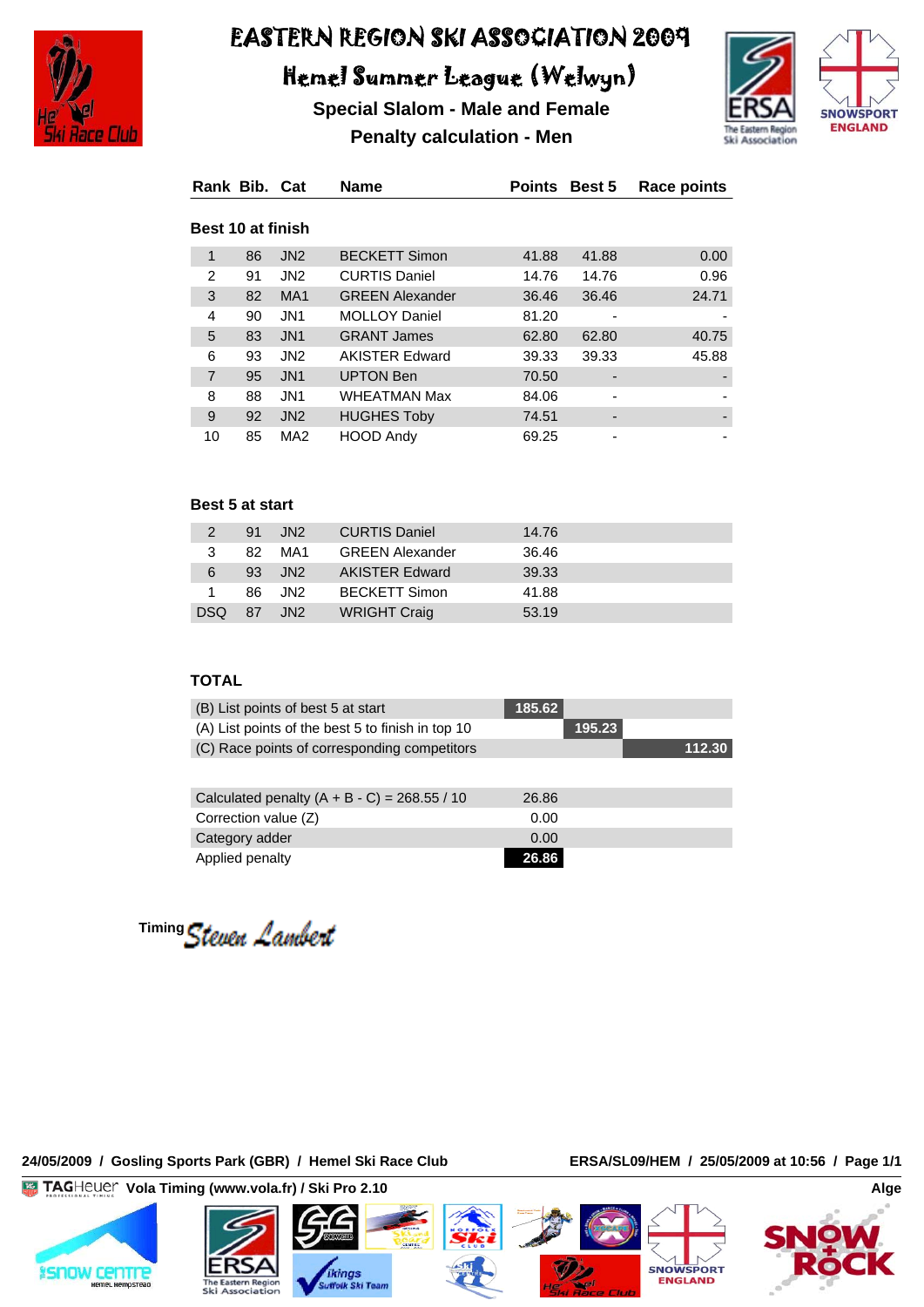# EASTERN REGION SKI ASSOCIATION 2009

## Hemel Summer League (Welwyn)

### Special Slalom - Male and Female

### Penalty calculation - Men

**Best 10 at finish**

| Rank | Bib. | Cat | Name | Points | Best 5 | Race points |
|---|---|---|---|---|---|---|
| 1 | 86 | JN2 | BECKETT Simon | 41.88 | 41.88 | 0.00 |
| 2 | 91 | JN2 | CURTIS Daniel | 14.76 | 14.76 | 0.96 |
| 3 | 82 | MA1 | GREEN Alexander | 36.46 | 36.46 | 24.71 |
| 4 | 90 | JN1 | MOLLOY Daniel | 81.20 | - | - |
| 5 | 83 | JN1 | GRANT James | 62.80 | 62.80 | 40.75 |
| 6 | 93 | JN2 | AKISTER Edward | 39.33 | 39.33 | 45.88 |
| 7 | 95 | JN1 | UPTON Ben | 70.50 | - | - |
| 8 | 88 | JN1 | WHEATMAN Max | 84.06 | - | - |
| 9 | 92 | JN2 | HUGHES Toby | 74.51 | - | - |
| 10 | 85 | MA2 | HOOD Andy | 69.25 | - | - |

**Best 5 at start**

| Rank | Bib. | Cat | Name | Points |
|---|---|---|---|---|
| 2 | 91 | JN2 | CURTIS Daniel | 14.76 |
| 3 | 82 | MA1 | GREEN Alexander | 36.46 |
| 6 | 93 | JN2 | AKISTER Edward | 39.33 |
| 1 | 86 | JN2 | BECKETT Simon | 41.88 |
| DSQ | 87 | JN2 | WRIGHT Craig | 53.19 |

**TOTAL**

| | | | |
|---|---|---|---|
| (B) List points of best 5 at start | 185.62 | | |
| (A) List points of the best 5 to finish in top 10 | | 195.23 | |
| (C) Race points of corresponding competitors | | | 112.30 |

| | |
|---|---|
| Calculated penalty (A + B - C) = 268.55 / 10 | 26.86 |
| Correction value (Z) | 0.00 |
| Category adder | 0.00 |
| Applied penalty | **26.86** |

Timing *Steven Lambert*

24/05/2009 / Gosling Sports Park (GBR) / Hemel Ski Race Club

ERSA/SL09/HEM / 25/05/2009 at 10:56

Vola Timing (www.vola.fr) / Ski Pro 2.10

Alge